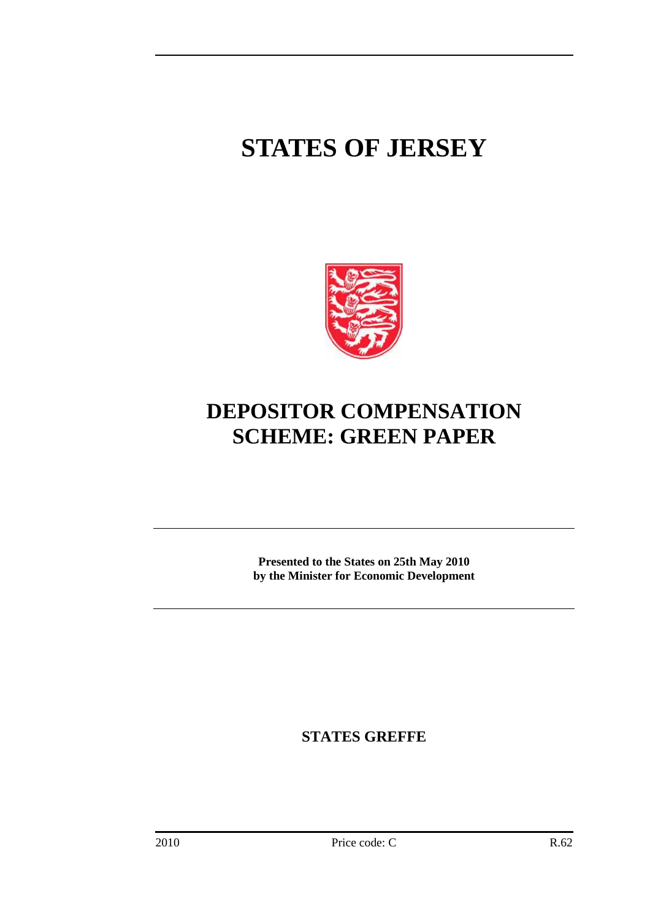# STATES OF JERSEY

# DEPOSITOR COMPENSATION SCHEME: GREEN PAPER

**Presented to the States on 25th May 2010**
**by the Minister for Economic Development**

**STATES GREFFE**

2010 Price code: C R.62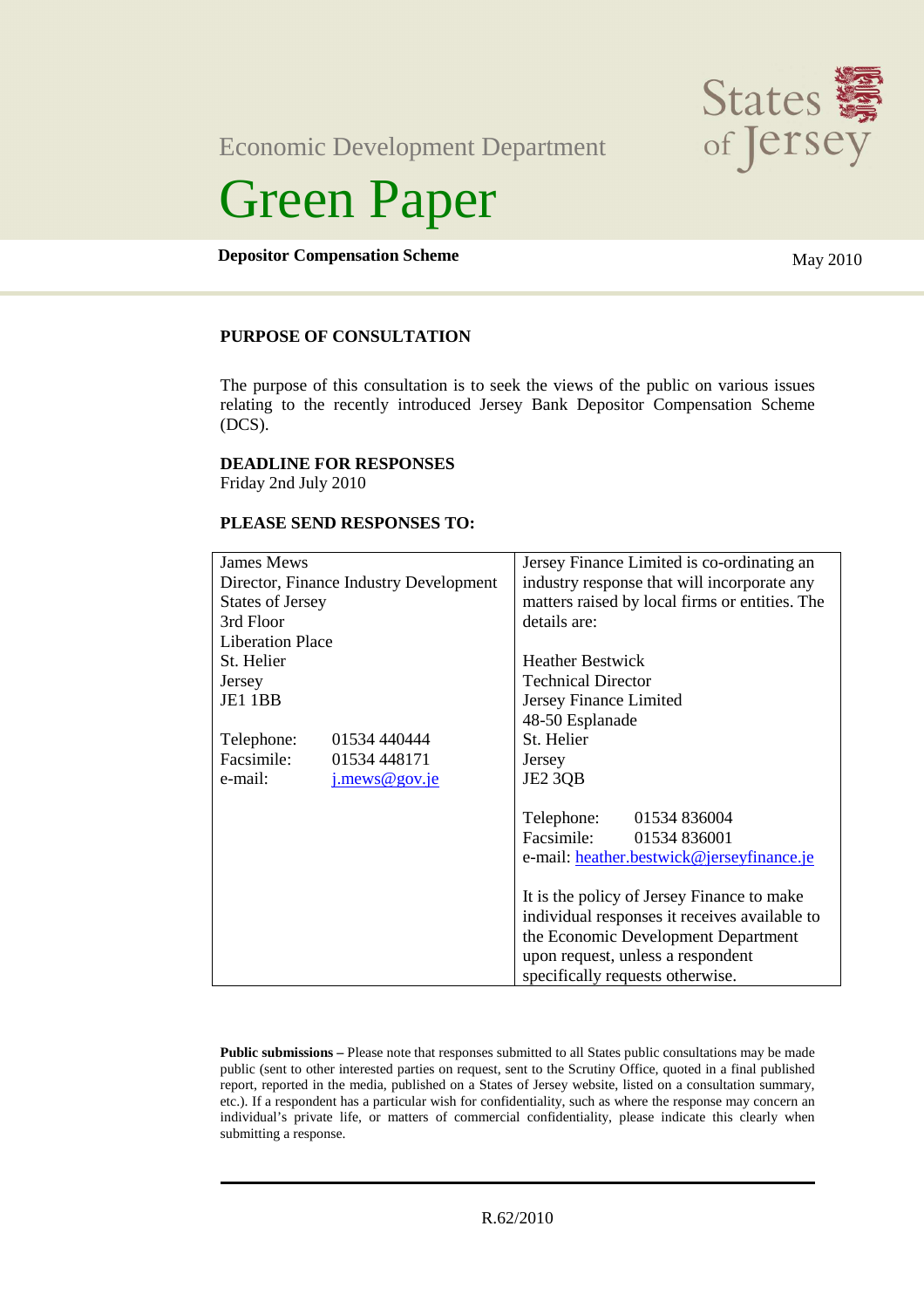Economic Development Department

States of Jersey

# Green Paper

**Depositor Compensation Scheme**

May 2010

## PURPOSE OF CONSULTATION

The purpose of this consultation is to seek the views of the public on various issues relating to the recently introduced Jersey Bank Depositor Compensation Scheme (DCS).

**DEADLINE FOR RESPONSES**
Friday 2nd July 2010

**PLEASE SEND RESPONSES TO:**

| | |
|---|---|
| James Mews<br>Director, Finance Industry Development<br>States of Jersey<br>3rd Floor<br>Liberation Place<br>St. Helier<br>Jersey<br>JE1 1BB<br><br>Telephone: 01534 440444<br>Facsimile: 01534 448171<br>e-mail: j.mews@gov.je | Jersey Finance Limited is co-ordinating an industry response that will incorporate any matters raised by local firms or entities. The details are:<br><br>Heather Bestwick<br>Technical Director<br>Jersey Finance Limited<br>48-50 Esplanade<br>St. Helier<br>Jersey<br>JE2 3QB<br><br>Telephone: 01534 836004<br>Facsimile: 01534 836001<br>e-mail: heather.bestwick@jerseyfinance.je<br><br>It is the policy of Jersey Finance to make individual responses it receives available to the Economic Development Department upon request, unless a respondent specifically requests otherwise. |

**Public submissions –** Please note that responses submitted to all States public consultations may be made public (sent to other interested parties on request, sent to the Scrutiny Office, quoted in a final published report, reported in the media, published on a States of Jersey website, listed on a consultation summary, etc.). If a respondent has a particular wish for confidentiality, such as where the response may concern an individual's private life, or matters of commercial confidentiality, please indicate this clearly when submitting a response.

R.62/2010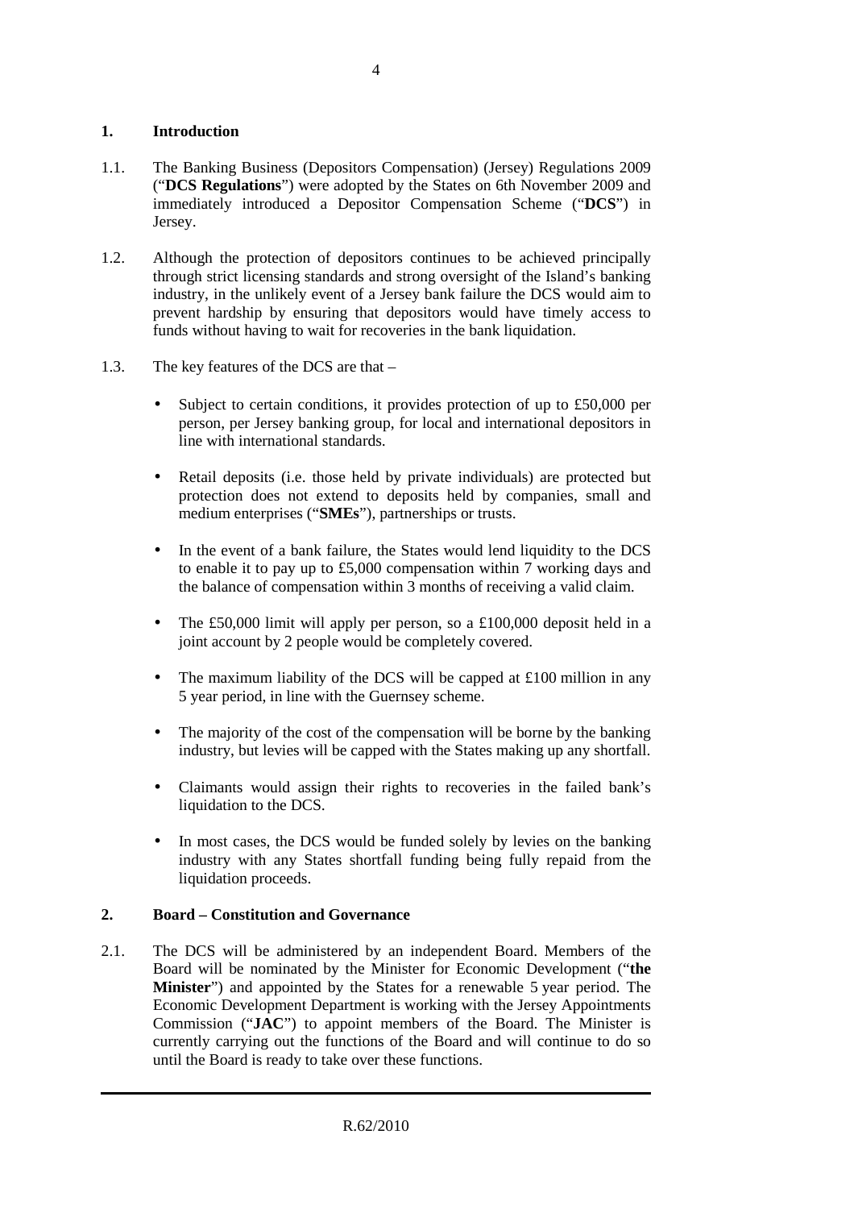## 1. Introduction

1.1. The Banking Business (Depositors Compensation) (Jersey) Regulations 2009 ("**DCS Regulations**") were adopted by the States on 6th November 2009 and immediately introduced a Depositor Compensation Scheme ("**DCS**") in Jersey.

1.2. Although the protection of depositors continues to be achieved principally through strict licensing standards and strong oversight of the Island's banking industry, in the unlikely event of a Jersey bank failure the DCS would aim to prevent hardship by ensuring that depositors would have timely access to funds without having to wait for recoveries in the bank liquidation.

1.3. The key features of the DCS are that –

- Subject to certain conditions, it provides protection of up to £50,000 per person, per Jersey banking group, for local and international depositors in line with international standards.
- Retail deposits (i.e. those held by private individuals) are protected but protection does not extend to deposits held by companies, small and medium enterprises ("**SMEs**"), partnerships or trusts.
- In the event of a bank failure, the States would lend liquidity to the DCS to enable it to pay up to £5,000 compensation within 7 working days and the balance of compensation within 3 months of receiving a valid claim.
- The £50,000 limit will apply per person, so a £100,000 deposit held in a joint account by 2 people would be completely covered.
- The maximum liability of the DCS will be capped at £100 million in any 5 year period, in line with the Guernsey scheme.
- The majority of the cost of the compensation will be borne by the banking industry, but levies will be capped with the States making up any shortfall.
- Claimants would assign their rights to recoveries in the failed bank's liquidation to the DCS.
- In most cases, the DCS would be funded solely by levies on the banking industry with any States shortfall funding being fully repaid from the liquidation proceeds.

## 2. Board – Constitution and Governance

2.1. The DCS will be administered by an independent Board. Members of the Board will be nominated by the Minister for Economic Development ("**the Minister**") and appointed by the States for a renewable 5 year period. The Economic Development Department is working with the Jersey Appointments Commission ("**JAC**") to appoint members of the Board. The Minister is currently carrying out the functions of the Board and will continue to do so until the Board is ready to take over these functions.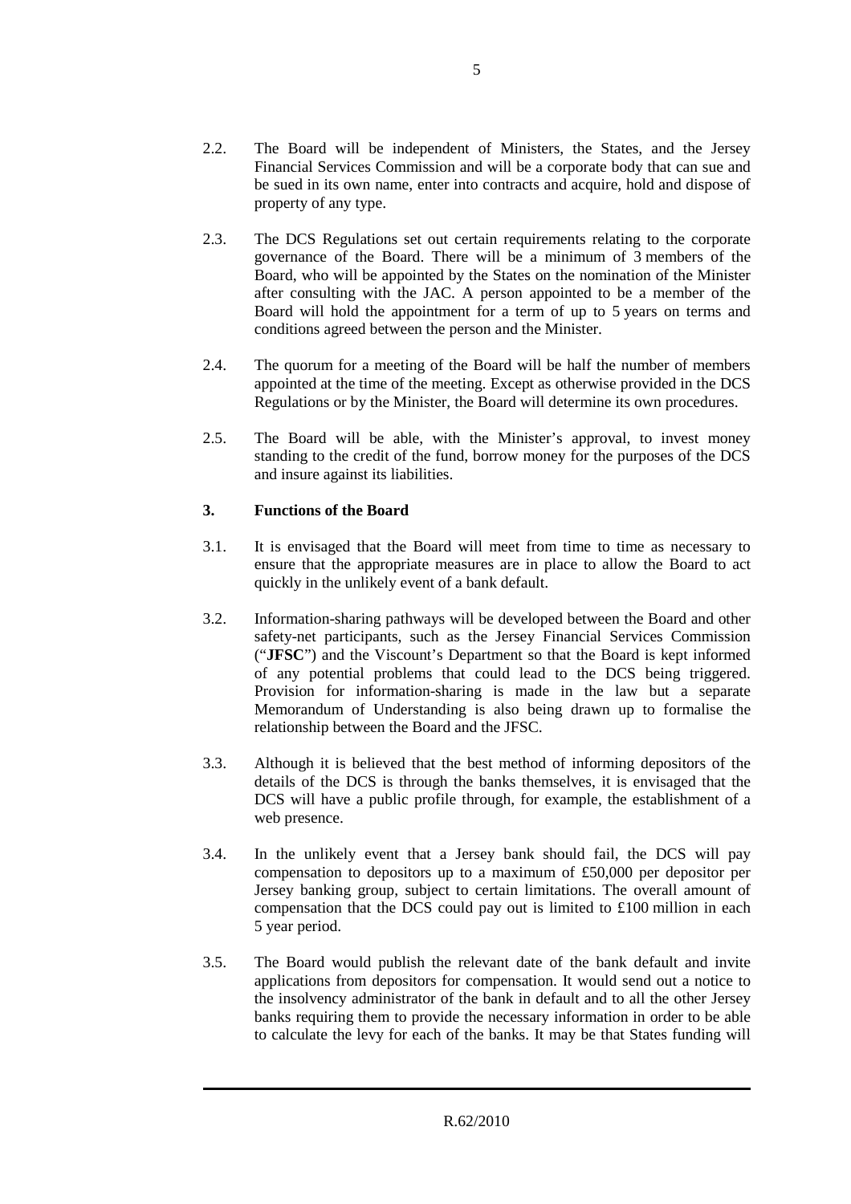2.2. The Board will be independent of Ministers, the States, and the Jersey Financial Services Commission and will be a corporate body that can sue and be sued in its own name, enter into contracts and acquire, hold and dispose of property of any type.

2.3. The DCS Regulations set out certain requirements relating to the corporate governance of the Board. There will be a minimum of 3 members of the Board, who will be appointed by the States on the nomination of the Minister after consulting with the JAC. A person appointed to be a member of the Board will hold the appointment for a term of up to 5 years on terms and conditions agreed between the person and the Minister.

2.4. The quorum for a meeting of the Board will be half the number of members appointed at the time of the meeting. Except as otherwise provided in the DCS Regulations or by the Minister, the Board will determine its own procedures.

2.5. The Board will be able, with the Minister's approval, to invest money standing to the credit of the fund, borrow money for the purposes of the DCS and insure against its liabilities.

## 3. Functions of the Board

3.1. It is envisaged that the Board will meet from time to time as necessary to ensure that the appropriate measures are in place to allow the Board to act quickly in the unlikely event of a bank default.

3.2. Information-sharing pathways will be developed between the Board and other safety-net participants, such as the Jersey Financial Services Commission ("**JFSC**") and the Viscount's Department so that the Board is kept informed of any potential problems that could lead to the DCS being triggered. Provision for information-sharing is made in the law but a separate Memorandum of Understanding is also being drawn up to formalise the relationship between the Board and the JFSC.

3.3. Although it is believed that the best method of informing depositors of the details of the DCS is through the banks themselves, it is envisaged that the DCS will have a public profile through, for example, the establishment of a web presence.

3.4. In the unlikely event that a Jersey bank should fail, the DCS will pay compensation to depositors up to a maximum of £50,000 per depositor per Jersey banking group, subject to certain limitations. The overall amount of compensation that the DCS could pay out is limited to £100 million in each 5 year period.

3.5. The Board would publish the relevant date of the bank default and invite applications from depositors for compensation. It would send out a notice to the insolvency administrator of the bank in default and to all the other Jersey banks requiring them to provide the necessary information in order to be able to calculate the levy for each of the banks. It may be that States funding will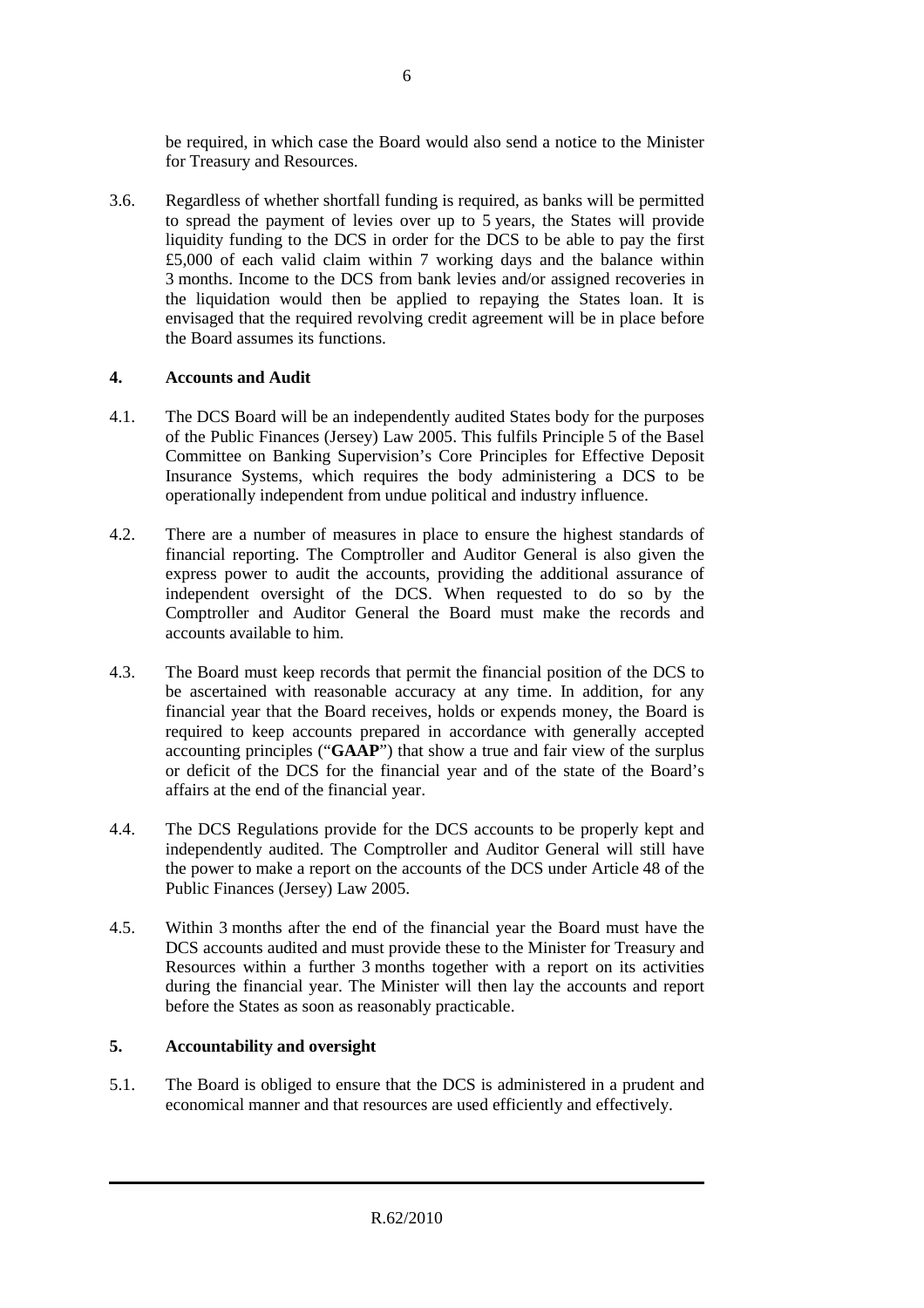be required, in which case the Board would also send a notice to the Minister for Treasury and Resources.

3.6. Regardless of whether shortfall funding is required, as banks will be permitted to spread the payment of levies over up to 5 years, the States will provide liquidity funding to the DCS in order for the DCS to be able to pay the first £5,000 of each valid claim within 7 working days and the balance within 3 months. Income to the DCS from bank levies and/or assigned recoveries in the liquidation would then be applied to repaying the States loan. It is envisaged that the required revolving credit agreement will be in place before the Board assumes its functions.

## 4. Accounts and Audit

4.1. The DCS Board will be an independently audited States body for the purposes of the Public Finances (Jersey) Law 2005. This fulfils Principle 5 of the Basel Committee on Banking Supervision's Core Principles for Effective Deposit Insurance Systems, which requires the body administering a DCS to be operationally independent from undue political and industry influence.

4.2. There are a number of measures in place to ensure the highest standards of financial reporting. The Comptroller and Auditor General is also given the express power to audit the accounts, providing the additional assurance of independent oversight of the DCS. When requested to do so by the Comptroller and Auditor General the Board must make the records and accounts available to him.

4.3. The Board must keep records that permit the financial position of the DCS to be ascertained with reasonable accuracy at any time. In addition, for any financial year that the Board receives, holds or expends money, the Board is required to keep accounts prepared in accordance with generally accepted accounting principles ("**GAAP**") that show a true and fair view of the surplus or deficit of the DCS for the financial year and of the state of the Board's affairs at the end of the financial year.

4.4. The DCS Regulations provide for the DCS accounts to be properly kept and independently audited. The Comptroller and Auditor General will still have the power to make a report on the accounts of the DCS under Article 48 of the Public Finances (Jersey) Law 2005.

4.5. Within 3 months after the end of the financial year the Board must have the DCS accounts audited and must provide these to the Minister for Treasury and Resources within a further 3 months together with a report on its activities during the financial year. The Minister will then lay the accounts and report before the States as soon as reasonably practicable.

## 5. Accountability and oversight

5.1. The Board is obliged to ensure that the DCS is administered in a prudent and economical manner and that resources are used efficiently and effectively.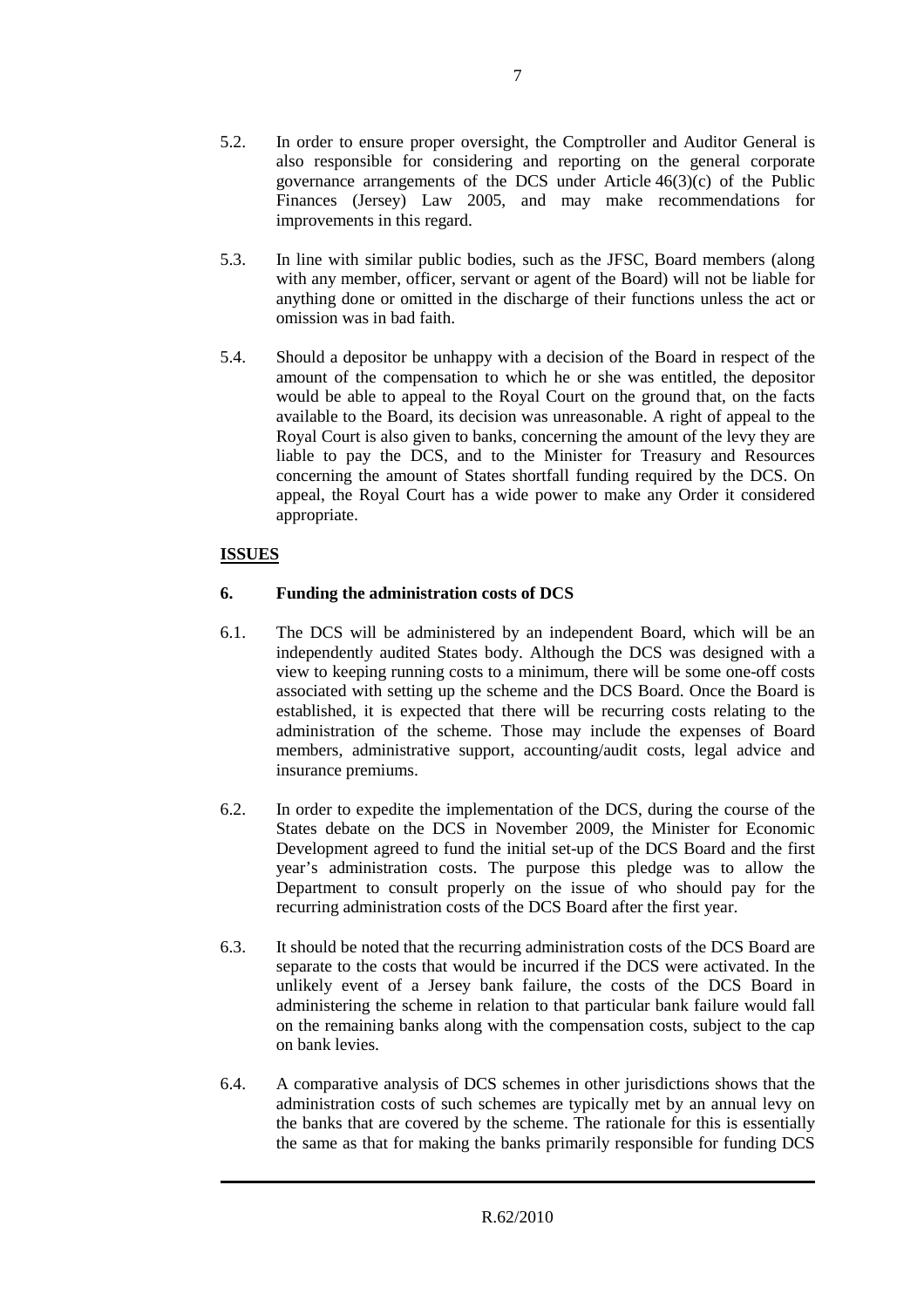5.2. In order to ensure proper oversight, the Comptroller and Auditor General is also responsible for considering and reporting on the general corporate governance arrangements of the DCS under Article 46(3)(c) of the Public Finances (Jersey) Law 2005, and may make recommendations for improvements in this regard.

5.3. In line with similar public bodies, such as the JFSC, Board members (along with any member, officer, servant or agent of the Board) will not be liable for anything done or omitted in the discharge of their functions unless the act or omission was in bad faith.

5.4. Should a depositor be unhappy with a decision of the Board in respect of the amount of the compensation to which he or she was entitled, the depositor would be able to appeal to the Royal Court on the ground that, on the facts available to the Board, its decision was unreasonable. A right of appeal to the Royal Court is also given to banks, concerning the amount of the levy they are liable to pay the DCS, and to the Minister for Treasury and Resources concerning the amount of States shortfall funding required by the DCS. On appeal, the Royal Court has a wide power to make any Order it considered appropriate.

## ISSUES

### 6. Funding the administration costs of DCS

6.1. The DCS will be administered by an independent Board, which will be an independently audited States body. Although the DCS was designed with a view to keeping running costs to a minimum, there will be some one-off costs associated with setting up the scheme and the DCS Board. Once the Board is established, it is expected that there will be recurring costs relating to the administration of the scheme. Those may include the expenses of Board members, administrative support, accounting/audit costs, legal advice and insurance premiums.

6.2. In order to expedite the implementation of the DCS, during the course of the States debate on the DCS in November 2009, the Minister for Economic Development agreed to fund the initial set-up of the DCS Board and the first year's administration costs. The purpose this pledge was to allow the Department to consult properly on the issue of who should pay for the recurring administration costs of the DCS Board after the first year.

6.3. It should be noted that the recurring administration costs of the DCS Board are separate to the costs that would be incurred if the DCS were activated. In the unlikely event of a Jersey bank failure, the costs of the DCS Board in administering the scheme in relation to that particular bank failure would fall on the remaining banks along with the compensation costs, subject to the cap on bank levies.

6.4. A comparative analysis of DCS schemes in other jurisdictions shows that the administration costs of such schemes are typically met by an annual levy on the banks that are covered by the scheme. The rationale for this is essentially the same as that for making the banks primarily responsible for funding DCS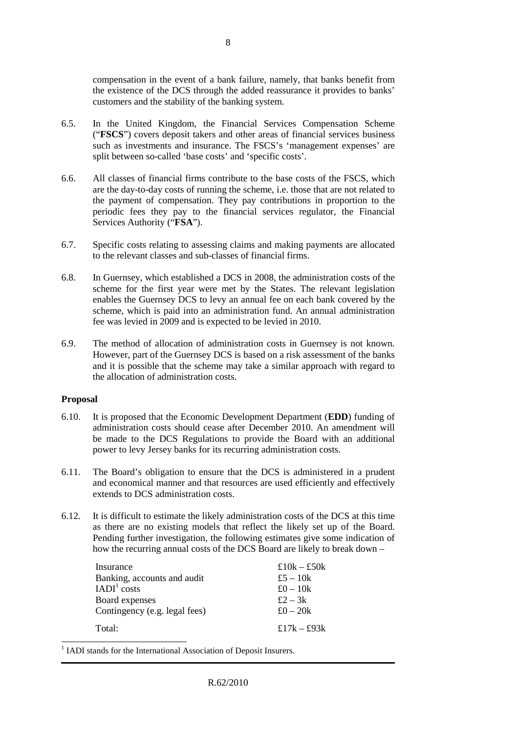compensation in the event of a bank failure, namely, that banks benefit from the existence of the DCS through the added reassurance it provides to banks' customers and the stability of the banking system.

6.5. In the United Kingdom, the Financial Services Compensation Scheme ("**FSCS**") covers deposit takers and other areas of financial services business such as investments and insurance. The FSCS's 'management expenses' are split between so-called 'base costs' and 'specific costs'.

6.6. All classes of financial firms contribute to the base costs of the FSCS, which are the day-to-day costs of running the scheme, i.e. those that are not related to the payment of compensation. They pay contributions in proportion to the periodic fees they pay to the financial services regulator, the Financial Services Authority ("**FSA**").

6.7. Specific costs relating to assessing claims and making payments are allocated to the relevant classes and sub-classes of financial firms.

6.8. In Guernsey, which established a DCS in 2008, the administration costs of the scheme for the first year were met by the States. The relevant legislation enables the Guernsey DCS to levy an annual fee on each bank covered by the scheme, which is paid into an administration fund. An annual administration fee was levied in 2009 and is expected to be levied in 2010.

6.9. The method of allocation of administration costs in Guernsey is not known. However, part of the Guernsey DCS is based on a risk assessment of the banks and it is possible that the scheme may take a similar approach with regard to the allocation of administration costs.

**Proposal**

6.10. It is proposed that the Economic Development Department (**EDD**) funding of administration costs should cease after December 2010. An amendment will be made to the DCS Regulations to provide the Board with an additional power to levy Jersey banks for its recurring administration costs.

6.11. The Board's obligation to ensure that the DCS is administered in a prudent and economical manner and that resources are used efficiently and effectively extends to DCS administration costs.

6.12. It is difficult to estimate the likely administration costs of the DCS at this time as there are no existing models that reflect the likely set up of the Board. Pending further investigation, the following estimates give some indication of how the recurring annual costs of the DCS Board are likely to break down –

| | |
|---|---|
| Insurance | £10k – £50k |
| Banking, accounts and audit | £5 – 10k |
| IADI[1] costs | £0 – 10k |
| Board expenses | £2 – 3k |
| Contingency (e.g. legal fees) | £0 – 20k |
| Total: | £17k – £93k |

[1] IADI stands for the International Association of Deposit Insurers.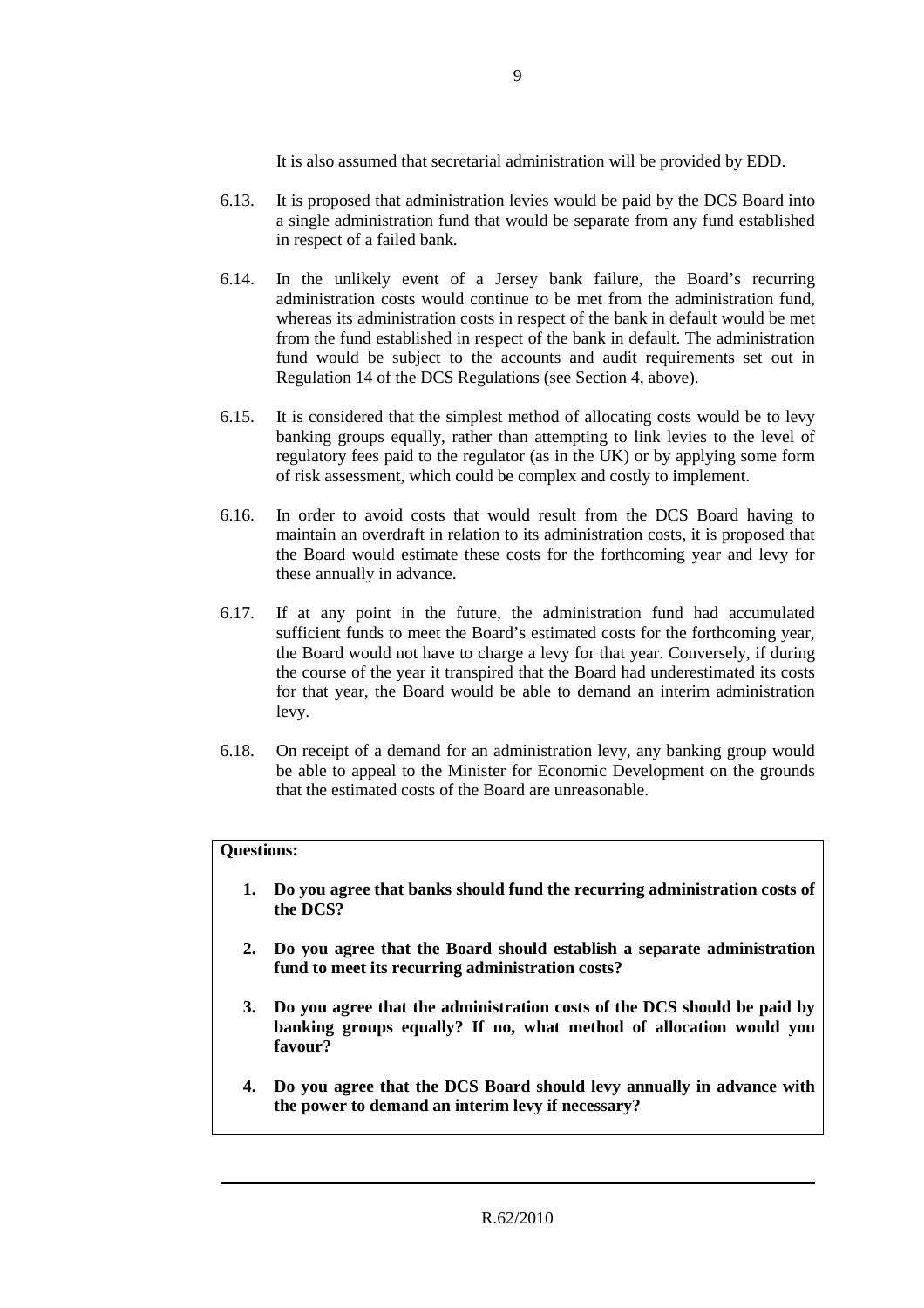It is also assumed that secretarial administration will be provided by EDD.

6.13. It is proposed that administration levies would be paid by the DCS Board into a single administration fund that would be separate from any fund established in respect of a failed bank.

6.14. In the unlikely event of a Jersey bank failure, the Board's recurring administration costs would continue to be met from the administration fund, whereas its administration costs in respect of the bank in default would be met from the fund established in respect of the bank in default. The administration fund would be subject to the accounts and audit requirements set out in Regulation 14 of the DCS Regulations (see Section 4, above).

6.15. It is considered that the simplest method of allocating costs would be to levy banking groups equally, rather than attempting to link levies to the level of regulatory fees paid to the regulator (as in the UK) or by applying some form of risk assessment, which could be complex and costly to implement.

6.16. In order to avoid costs that would result from the DCS Board having to maintain an overdraft in relation to its administration costs, it is proposed that the Board would estimate these costs for the forthcoming year and levy for these annually in advance.

6.17. If at any point in the future, the administration fund had accumulated sufficient funds to meet the Board's estimated costs for the forthcoming year, the Board would not have to charge a levy for that year. Conversely, if during the course of the year it transpired that the Board had underestimated its costs for that year, the Board would be able to demand an interim administration levy.

6.18. On receipt of a demand for an administration levy, any banking group would be able to appeal to the Minister for Economic Development on the grounds that the estimated costs of the Board are unreasonable.

**Questions:**

1. **Do you agree that banks should fund the recurring administration costs of the DCS?**

2. **Do you agree that the Board should establish a separate administration fund to meet its recurring administration costs?**

3. **Do you agree that the administration costs of the DCS should be paid by banking groups equally? If no, what method of allocation would you favour?**

4. **Do you agree that the DCS Board should levy annually in advance with the power to demand an interim levy if necessary?**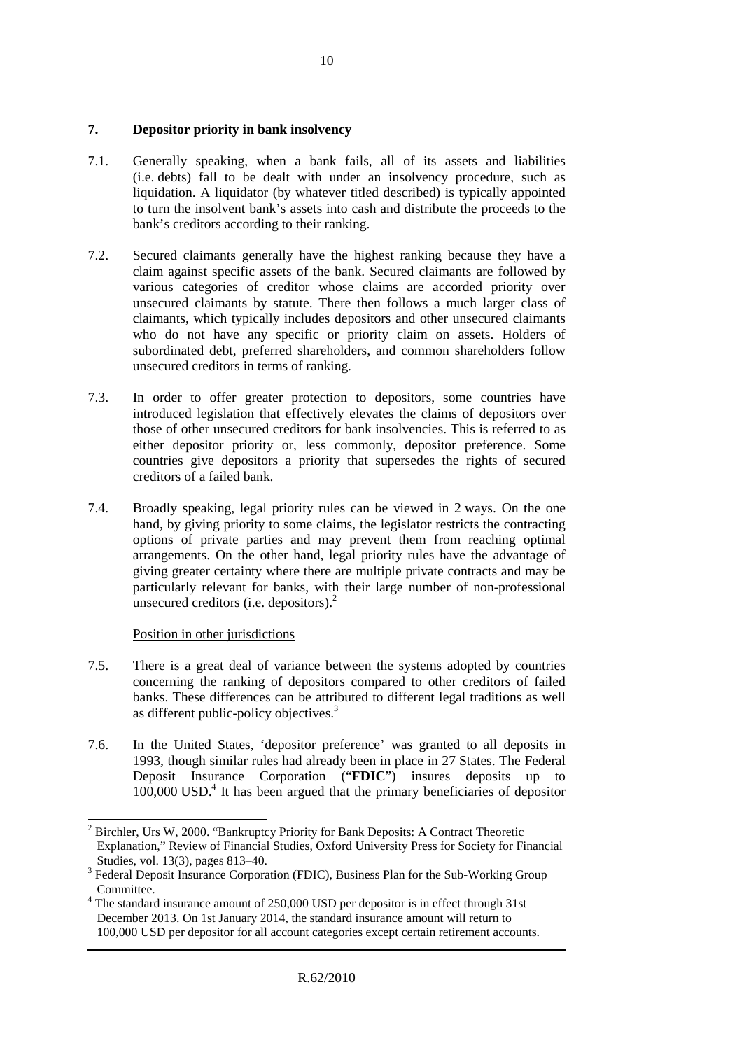## 7. Depositor priority in bank insolvency

7.1. Generally speaking, when a bank fails, all of its assets and liabilities (i.e. debts) fall to be dealt with under an insolvency procedure, such as liquidation. A liquidator (by whatever titled described) is typically appointed to turn the insolvent bank's assets into cash and distribute the proceeds to the bank's creditors according to their ranking.

7.2. Secured claimants generally have the highest ranking because they have a claim against specific assets of the bank. Secured claimants are followed by various categories of creditor whose claims are accorded priority over unsecured claimants by statute. There then follows a much larger class of claimants, which typically includes depositors and other unsecured claimants who do not have any specific or priority claim on assets. Holders of subordinated debt, preferred shareholders, and common shareholders follow unsecured creditors in terms of ranking.

7.3. In order to offer greater protection to depositors, some countries have introduced legislation that effectively elevates the claims of depositors over those of other unsecured creditors for bank insolvencies. This is referred to as either depositor priority or, less commonly, depositor preference. Some countries give depositors a priority that supersedes the rights of secured creditors of a failed bank.

7.4. Broadly speaking, legal priority rules can be viewed in 2 ways. On the one hand, by giving priority to some claims, the legislator restricts the contracting options of private parties and may prevent them from reaching optimal arrangements. On the other hand, legal priority rules have the advantage of giving greater certainty where there are multiple private contracts and may be particularly relevant for banks, with their large number of non-professional unsecured creditors (i.e. depositors).[2]

<u>Position in other jurisdictions</u>

7.5. There is a great deal of variance between the systems adopted by countries concerning the ranking of depositors compared to other creditors of failed banks. These differences can be attributed to different legal traditions as well as different public-policy objectives.[3]

7.6. In the United States, 'depositor preference' was granted to all deposits in 1993, though similar rules had already been in place in 27 States. The Federal Deposit Insurance Corporation ("**FDIC**") insures deposits up to 100,000 USD.[4] It has been argued that the primary beneficiaries of depositor

---

[2] Birchler, Urs W, 2000. "Bankruptcy Priority for Bank Deposits: A Contract Theoretic Explanation," Review of Financial Studies, Oxford University Press for Society for Financial Studies, vol. 13(3), pages 813–40.

[3] Federal Deposit Insurance Corporation (FDIC), Business Plan for the Sub-Working Group Committee.

[4] The standard insurance amount of 250,000 USD per depositor is in effect through 31st December 2013. On 1st January 2014, the standard insurance amount will return to 100,000 USD per depositor for all account categories except certain retirement accounts.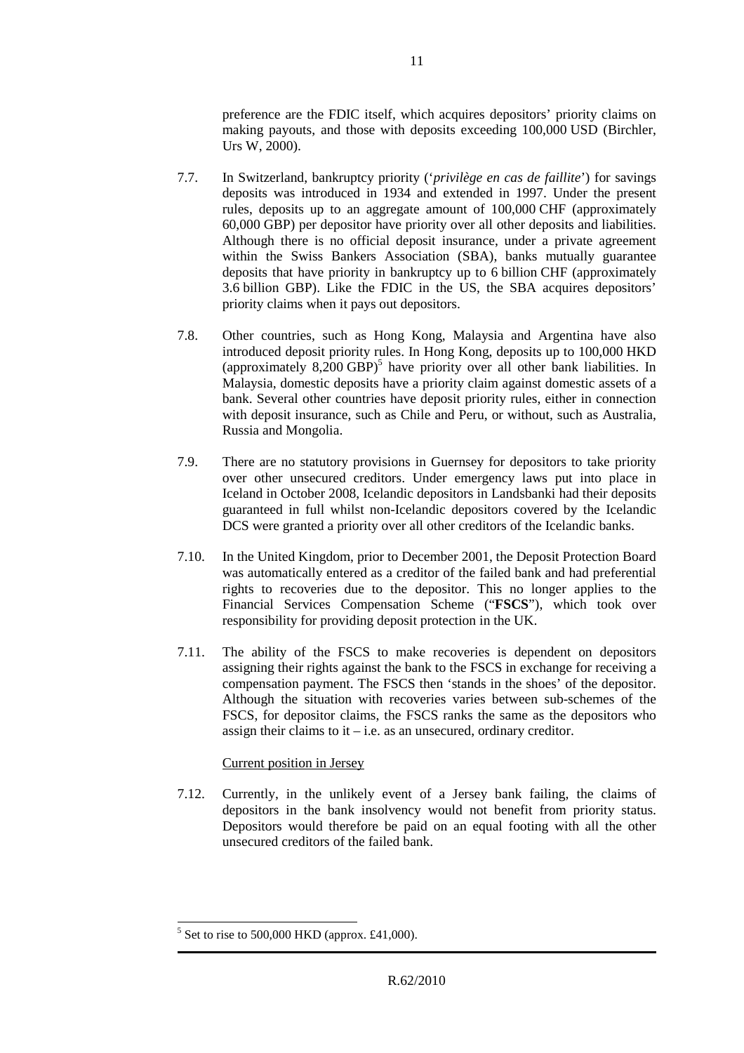preference are the FDIC itself, which acquires depositors' priority claims on making payouts, and those with deposits exceeding 100,000 USD (Birchler, Urs W, 2000).

7.7. In Switzerland, bankruptcy priority ('*privilège en cas de faillite*') for savings deposits was introduced in 1934 and extended in 1997. Under the present rules, deposits up to an aggregate amount of 100,000 CHF (approximately 60,000 GBP) per depositor have priority over all other deposits and liabilities. Although there is no official deposit insurance, under a private agreement within the Swiss Bankers Association (SBA), banks mutually guarantee deposits that have priority in bankruptcy up to 6 billion CHF (approximately 3.6 billion GBP). Like the FDIC in the US, the SBA acquires depositors' priority claims when it pays out depositors.

7.8. Other countries, such as Hong Kong, Malaysia and Argentina have also introduced deposit priority rules. In Hong Kong, deposits up to 100,000 HKD (approximately 8,200 GBP)[5] have priority over all other bank liabilities. In Malaysia, domestic deposits have a priority claim against domestic assets of a bank. Several other countries have deposit priority rules, either in connection with deposit insurance, such as Chile and Peru, or without, such as Australia, Russia and Mongolia.

7.9. There are no statutory provisions in Guernsey for depositors to take priority over other unsecured creditors. Under emergency laws put into place in Iceland in October 2008, Icelandic depositors in Landsbanki had their deposits guaranteed in full whilst non-Icelandic depositors covered by the Icelandic DCS were granted a priority over all other creditors of the Icelandic banks.

7.10. In the United Kingdom, prior to December 2001, the Deposit Protection Board was automatically entered as a creditor of the failed bank and had preferential rights to recoveries due to the depositor. This no longer applies to the Financial Services Compensation Scheme ("**FSCS**"), which took over responsibility for providing deposit protection in the UK.

7.11. The ability of the FSCS to make recoveries is dependent on depositors assigning their rights against the bank to the FSCS in exchange for receiving a compensation payment. The FSCS then 'stands in the shoes' of the depositor. Although the situation with recoveries varies between sub-schemes of the FSCS, for depositor claims, the FSCS ranks the same as the depositors who assign their claims to it – i.e. as an unsecured, ordinary creditor.

Current position in Jersey

7.12. Currently, in the unlikely event of a Jersey bank failing, the claims of depositors in the bank insolvency would not benefit from priority status. Depositors would therefore be paid on an equal footing with all the other unsecured creditors of the failed bank.

[5] Set to rise to 500,000 HKD (approx. £41,000).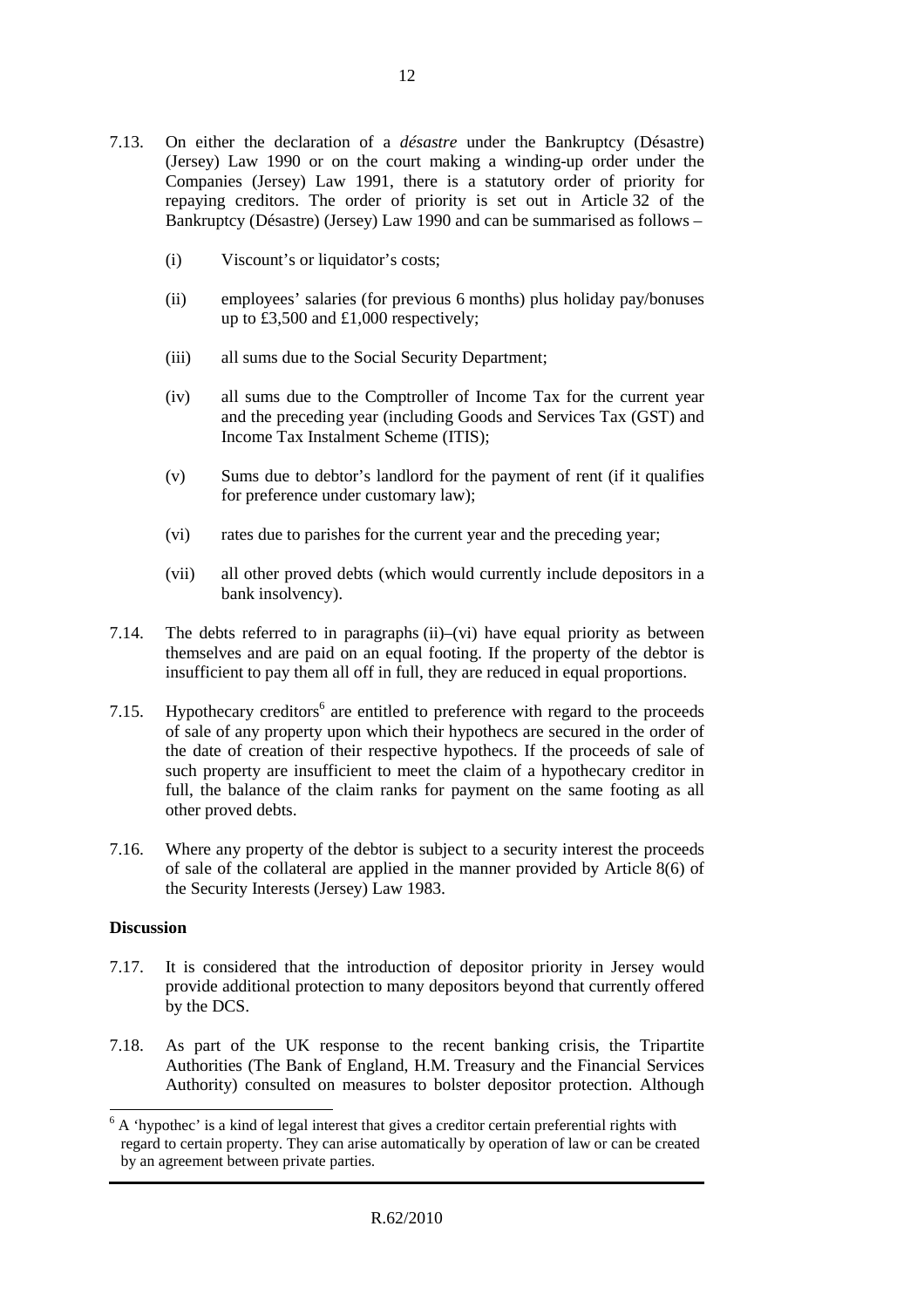7.13. On either the declaration of a *désastre* under the Bankruptcy (Désastre) (Jersey) Law 1990 or on the court making a winding-up order under the Companies (Jersey) Law 1991, there is a statutory order of priority for repaying creditors. The order of priority is set out in Article 32 of the Bankruptcy (Désastre) (Jersey) Law 1990 and can be summarised as follows –

(i) Viscount's or liquidator's costs;

(ii) employees' salaries (for previous 6 months) plus holiday pay/bonuses up to £3,500 and £1,000 respectively;

(iii) all sums due to the Social Security Department;

(iv) all sums due to the Comptroller of Income Tax for the current year and the preceding year (including Goods and Services Tax (GST) and Income Tax Instalment Scheme (ITIS);

(v) Sums due to debtor's landlord for the payment of rent (if it qualifies for preference under customary law);

(vi) rates due to parishes for the current year and the preceding year;

(vii) all other proved debts (which would currently include depositors in a bank insolvency).

7.14. The debts referred to in paragraphs (ii)–(vi) have equal priority as between themselves and are paid on an equal footing. If the property of the debtor is insufficient to pay them all off in full, they are reduced in equal proportions.

7.15. Hypothecary creditors[6] are entitled to preference with regard to the proceeds of sale of any property upon which their hypothecs are secured in the order of the date of creation of their respective hypothecs. If the proceeds of sale of such property are insufficient to meet the claim of a hypothecary creditor in full, the balance of the claim ranks for payment on the same footing as all other proved debts.

7.16. Where any property of the debtor is subject to a security interest the proceeds of sale of the collateral are applied in the manner provided by Article 8(6) of the Security Interests (Jersey) Law 1983.

**Discussion**

7.17. It is considered that the introduction of depositor priority in Jersey would provide additional protection to many depositors beyond that currently offered by the DCS.

7.18. As part of the UK response to the recent banking crisis, the Tripartite Authorities (The Bank of England, H.M. Treasury and the Financial Services Authority) consulted on measures to bolster depositor protection. Although

[6] A 'hypothec' is a kind of legal interest that gives a creditor certain preferential rights with regard to certain property. They can arise automatically by operation of law or can be created by an agreement between private parties.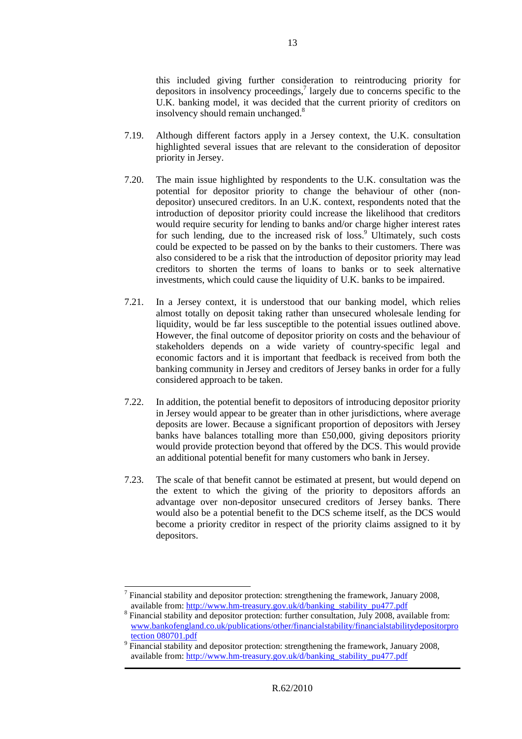this included giving further consideration to reintroducing priority for depositors in insolvency proceedings,[7] largely due to concerns specific to the U.K. banking model, it was decided that the current priority of creditors on insolvency should remain unchanged.[8]

7.19. Although different factors apply in a Jersey context, the U.K. consultation highlighted several issues that are relevant to the consideration of depositor priority in Jersey.

7.20. The main issue highlighted by respondents to the U.K. consultation was the potential for depositor priority to change the behaviour of other (non-depositor) unsecured creditors. In an U.K. context, respondents noted that the introduction of depositor priority could increase the likelihood that creditors would require security for lending to banks and/or charge higher interest rates for such lending, due to the increased risk of loss.[9] Ultimately, such costs could be expected to be passed on by the banks to their customers. There was also considered to be a risk that the introduction of depositor priority may lead creditors to shorten the terms of loans to banks or to seek alternative investments, which could cause the liquidity of U.K. banks to be impaired.

7.21. In a Jersey context, it is understood that our banking model, which relies almost totally on deposit taking rather than unsecured wholesale lending for liquidity, would be far less susceptible to the potential issues outlined above. However, the final outcome of depositor priority on costs and the behaviour of stakeholders depends on a wide variety of country-specific legal and economic factors and it is important that feedback is received from both the banking community in Jersey and creditors of Jersey banks in order for a fully considered approach to be taken.

7.22. In addition, the potential benefit to depositors of introducing depositor priority in Jersey would appear to be greater than in other jurisdictions, where average deposits are lower. Because a significant proportion of depositors with Jersey banks have balances totalling more than £50,000, giving depositors priority would provide protection beyond that offered by the DCS. This would provide an additional potential benefit for many customers who bank in Jersey.

7.23. The scale of that benefit cannot be estimated at present, but would depend on the extent to which the giving of the priority to depositors affords an advantage over non-depositor unsecured creditors of Jersey banks. There would also be a potential benefit to the DCS scheme itself, as the DCS would become a priority creditor in respect of the priority claims assigned to it by depositors.

---

[7] Financial stability and depositor protection: strengthening the framework, January 2008, available from: http://www.hm-treasury.gov.uk/d/banking_stability_pu477.pdf

[8] Financial stability and depositor protection: further consultation, July 2008, available from: www.bankofengland.co.uk/publications/other/financialstability/financialstabilitydepositorprotection 080701.pdf

[9] Financial stability and depositor protection: strengthening the framework, January 2008, available from: http://www.hm-treasury.gov.uk/d/banking_stability_pu477.pdf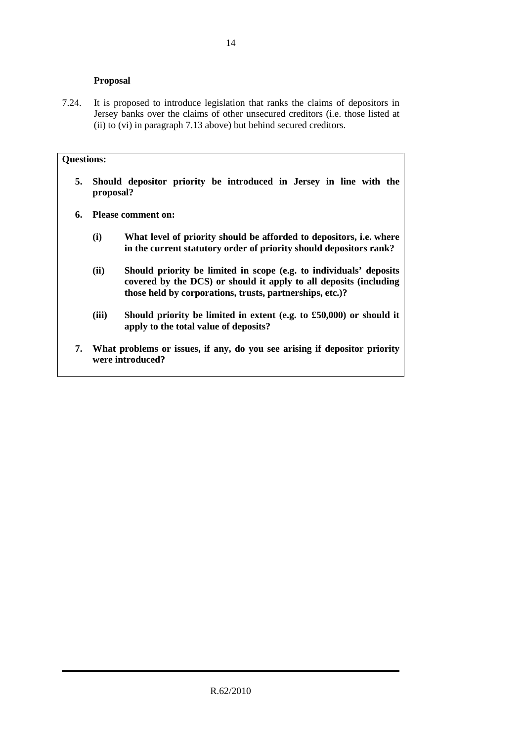**Proposal**

7.24. It is proposed to introduce legislation that ranks the claims of depositors in Jersey banks over the claims of other unsecured creditors (i.e. those listed at (ii) to (vi) in paragraph 7.13 above) but behind secured creditors.

**Questions:**

**5. Should depositor priority be introduced in Jersey in line with the proposal?**

**6. Please comment on:**

**(i) What level of priority should be afforded to depositors, i.e. where in the current statutory order of priority should depositors rank?**

**(ii) Should priority be limited in scope (e.g. to individuals' deposits covered by the DCS) or should it apply to all deposits (including those held by corporations, trusts, partnerships, etc.)?**

**(iii) Should priority be limited in extent (e.g. to £50,000) or should it apply to the total value of deposits?**

**7. What problems or issues, if any, do you see arising if depositor priority were introduced?**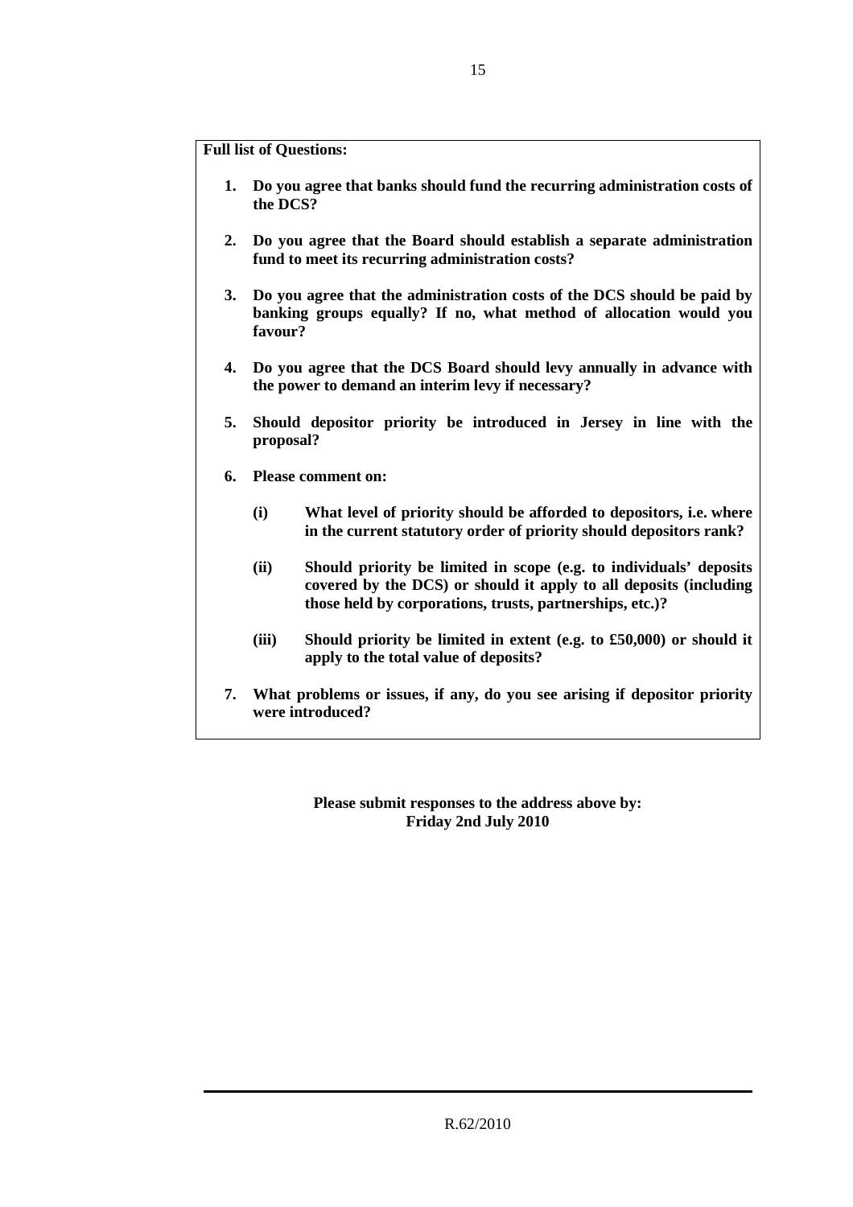**Full list of Questions:**

1. **Do you agree that banks should fund the recurring administration costs of the DCS?**

2. **Do you agree that the Board should establish a separate administration fund to meet its recurring administration costs?**

3. **Do you agree that the administration costs of the DCS should be paid by banking groups equally? If no, what method of allocation would you favour?**

4. **Do you agree that the DCS Board should levy annually in advance with the power to demand an interim levy if necessary?**

5. **Should depositor priority be introduced in Jersey in line with the proposal?**

6. **Please comment on:**

   **(i) What level of priority should be afforded to depositors, i.e. where in the current statutory order of priority should depositors rank?**

   **(ii) Should priority be limited in scope (e.g. to individuals' deposits covered by the DCS) or should it apply to all deposits (including those held by corporations, trusts, partnerships, etc.)?**

   **(iii) Should priority be limited in extent (e.g. to £50,000) or should it apply to the total value of deposits?**

7. **What problems or issues, if any, do you see arising if depositor priority were introduced?**

**Please submit responses to the address above by:**
**Friday 2nd July 2010**

R.62/2010